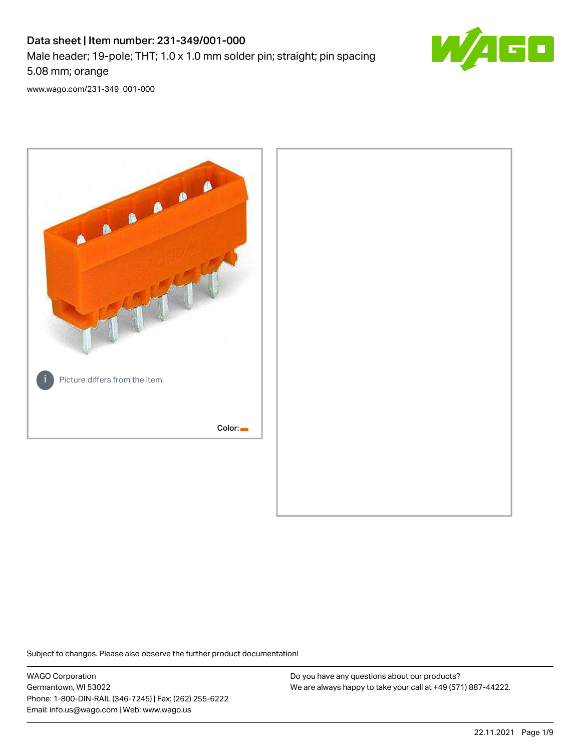# Data sheet | Item number: 231-349/001-000

Male header; 19-pole; THT; 1.0 x 1.0 mm solder pin; straight; pin spacing 5.08 mm; orange

www.wago.com/231-349_001-000

Picture differs from the item.

Color:

Subject to changes. Please also observe the further product documentation!

WAGO Corporation
Germantown, WI 53022
Phone: 1-800-DIN-RAIL (346-7245) | Fax: (262) 255-6222
Email: info.us@wago.com | Web: www.wago.us

Do you have any questions about our products?
We are always happy to take your call at +49 (571) 887-44222.

22.11.2021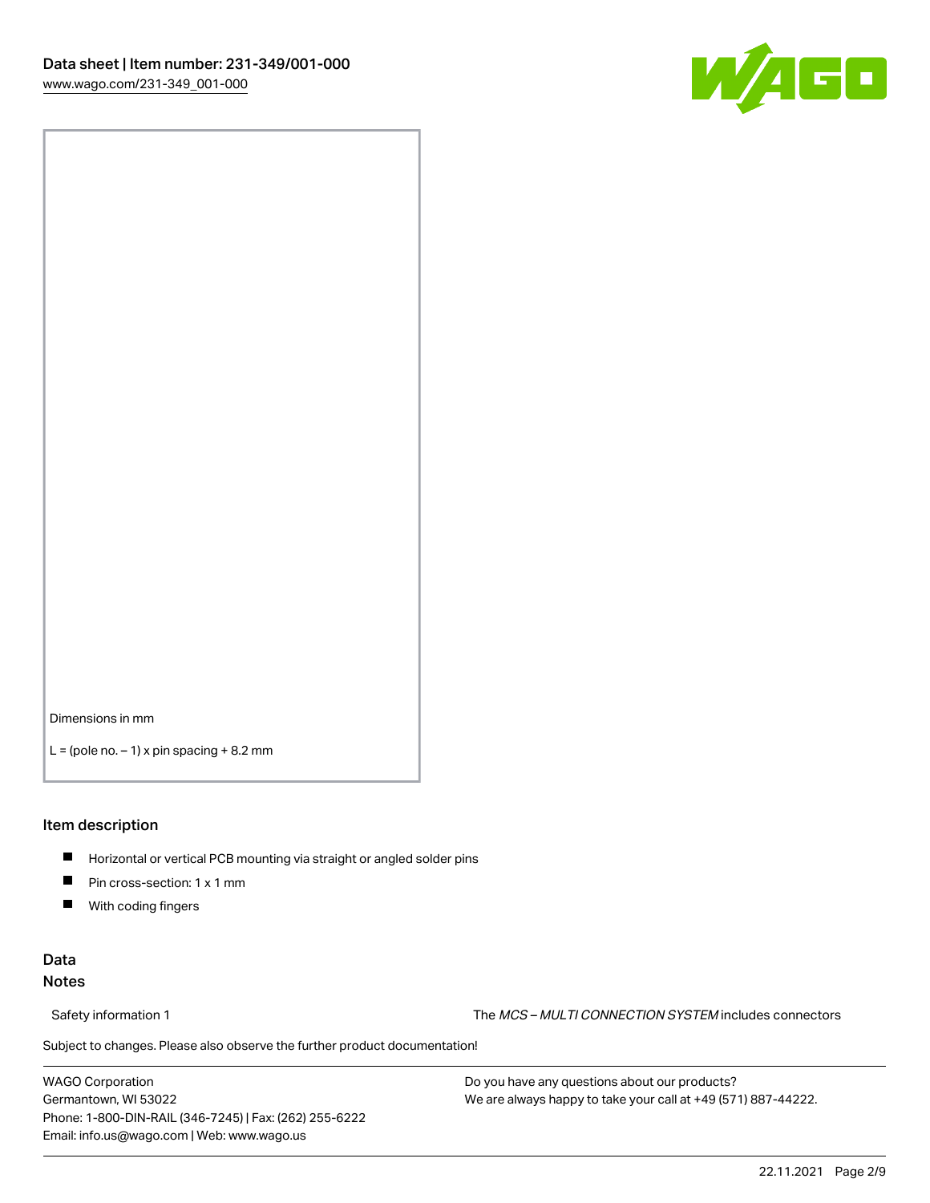Dimensions in mm

L = (pole no. – 1) x pin spacing + 8.2 mm

## Item description

- Horizontal or vertical PCB mounting via straight or angled solder pins
- Pin cross-section: 1 x 1 mm
- With coding fingers

## Data

### Notes

Safety information 1 The *MCS – MULTI CONNECTION SYSTEM* includes connectors

Subject to changes. Please also observe the further product documentation!

WAGO Corporation
Germantown, WI 53022
Phone: 1-800-DIN-RAIL (346-7245) | Fax: (262) 255-6222
Email: info.us@wago.com | Web: www.wago.us

Do you have any questions about our products?
We are always happy to take your call at +49 (571) 887-44222.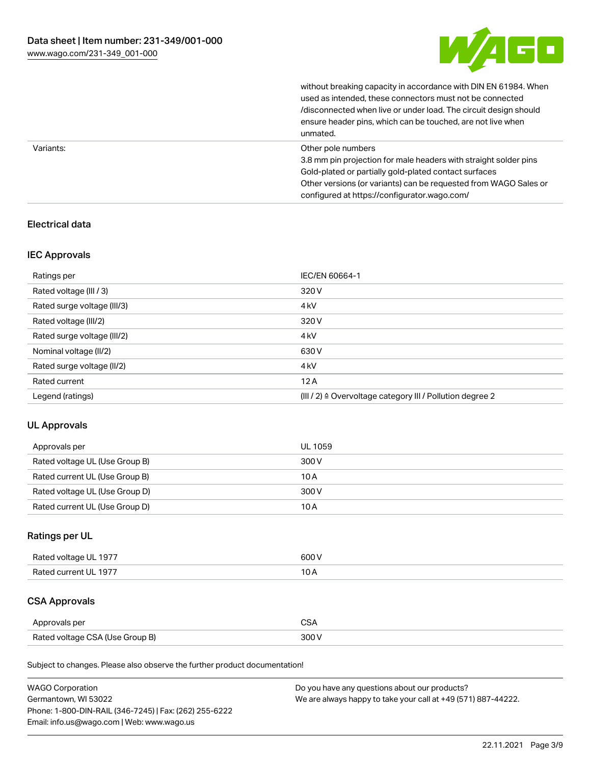| | |
|---|---|
| | without breaking capacity in accordance with DIN EN 61984. When used as intended, these connectors must not be connected /disconnected when live or under load. The circuit design should ensure header pins, which can be touched, are not live when unmated. |
| Variants: | Other pole numbers<br>3.8 mm pin projection for male headers with straight solder pins<br>Gold-plated or partially gold-plated contact surfaces<br>Other versions (or variants) can be requested from WAGO Sales or configured at https://configurator.wago.com/ |

## Electrical data

### IEC Approvals

| | |
|---|---|
| Ratings per | IEC/EN 60664-1 |
| Rated voltage (III / 3) | 320 V |
| Rated surge voltage (III/3) | 4 kV |
| Rated voltage (III/2) | 320 V |
| Rated surge voltage (III/2) | 4 kV |
| Nominal voltage (II/2) | 630 V |
| Rated surge voltage (II/2) | 4 kV |
| Rated current | 12 A |
| Legend (ratings) | (III / 2) ≙ Overvoltage category III / Pollution degree 2 |

### UL Approvals

| | |
|---|---|
| Approvals per | UL 1059 |
| Rated voltage UL (Use Group B) | 300 V |
| Rated current UL (Use Group B) | 10 A |
| Rated voltage UL (Use Group D) | 300 V |
| Rated current UL (Use Group D) | 10 A |

### Ratings per UL

| | |
|---|---|
| Rated voltage UL 1977 | 600 V |
| Rated current UL 1977 | 10 A |

### CSA Approvals

| | |
|---|---|
| Approvals per | CSA |
| Rated voltage CSA (Use Group B) | 300 V |

Subject to changes. Please also observe the further product documentation!

WAGO Corporation
Germantown, WI 53022
Phone: 1-800-DIN-RAIL (346-7245) | Fax: (262) 255-6222
Email: info.us@wago.com | Web: www.wago.us

Do you have any questions about our products?
We are always happy to take your call at +49 (571) 887-44222.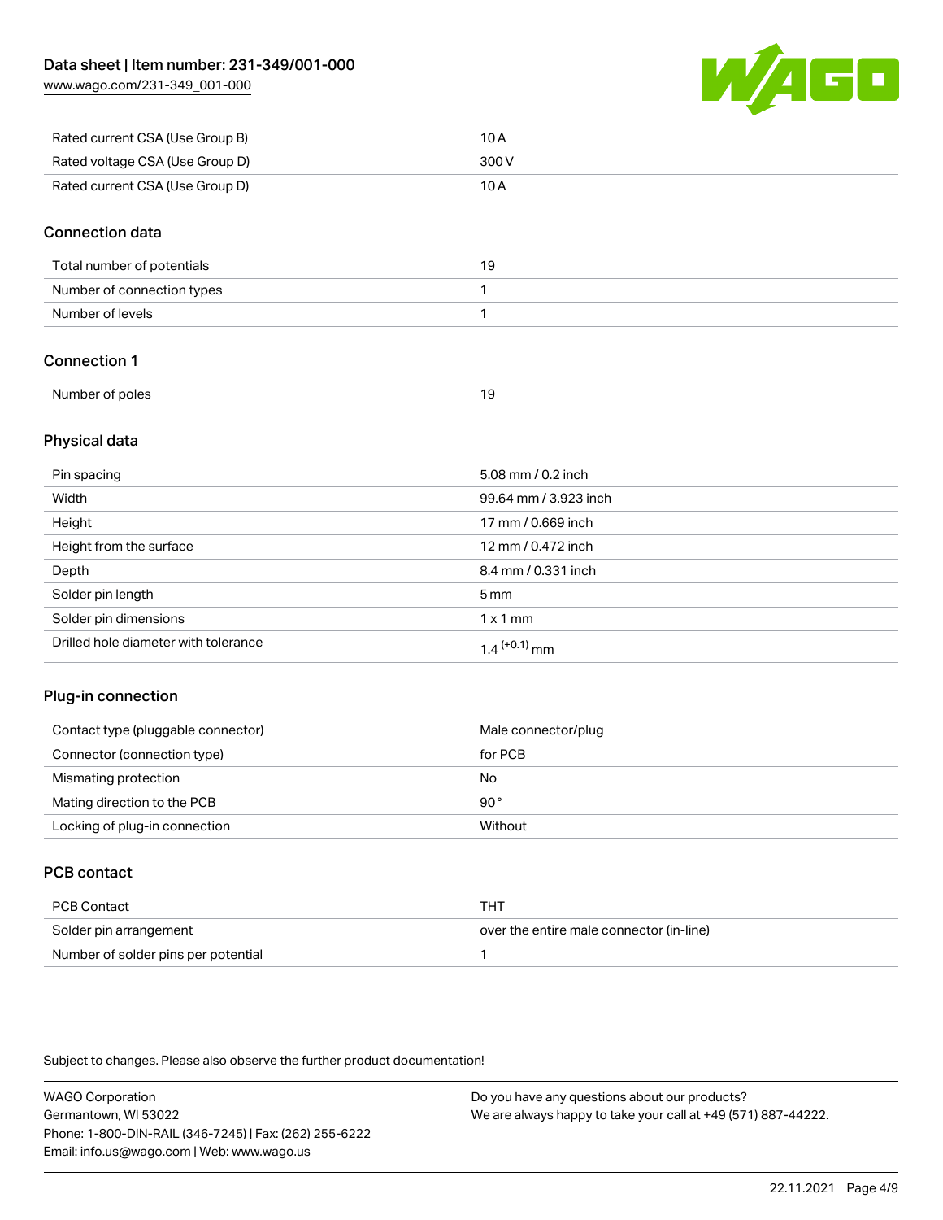| Rated current CSA (Use Group B) | 10 A |
| --- | --- |
| Rated voltage CSA (Use Group D) | 300 V |
| Rated current CSA (Use Group D) | 10 A |

## Connection data

| Total number of potentials | 19 |
| --- | --- |
| Number of connection types | 1 |
| Number of levels | 1 |

## Connection 1

| Number of poles | 19 |
| --- | --- |

## Physical data

| Pin spacing | 5.08 mm / 0.2 inch |
| --- | --- |
| Width | 99.64 mm / 3.923 inch |
| Height | 17 mm / 0.669 inch |
| Height from the surface | 12 mm / 0.472 inch |
| Depth | 8.4 mm / 0.331 inch |
| Solder pin length | 5 mm |
| Solder pin dimensions | 1 x 1 mm |
| Drilled hole diameter with tolerance | $1.4^{(+0.1)}$ mm |

## Plug-in connection

| Contact type (pluggable connector) | Male connector/plug |
| --- | --- |
| Connector (connection type) | for PCB |
| Mismating protection | No |
| Mating direction to the PCB | 90 ° |
| Locking of plug-in connection | Without |

## PCB contact

| PCB Contact | THT |
| --- | --- |
| Solder pin arrangement | over the entire male connector (in-line) |
| Number of solder pins per potential | 1 |

Subject to changes. Please also observe the further product documentation!

WAGO Corporation
Germantown, WI 53022
Phone: 1-800-DIN-RAIL (346-7245) | Fax: (262) 255-6222
Email: info.us@wago.com | Web: www.wago.us

Do you have any questions about our products?
We are always happy to take your call at +49 (571) 887-44222.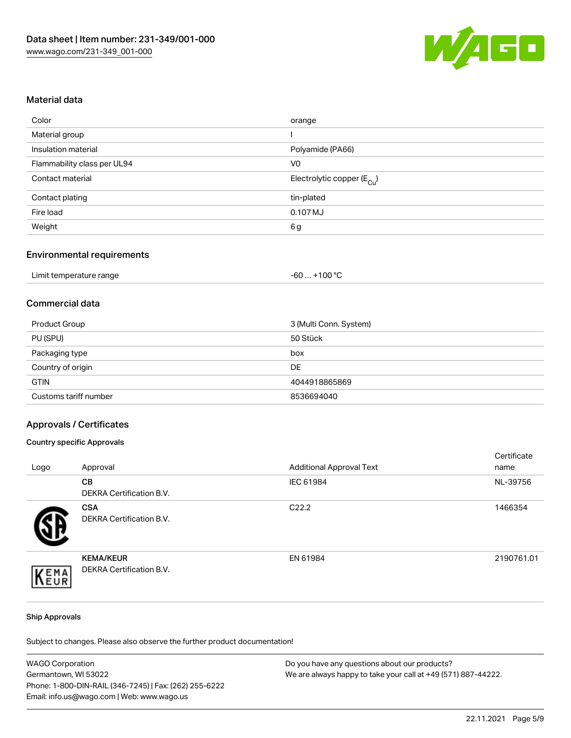## Material data

| Color | orange |
|---|---|
| Material group | I |
| Insulation material | Polyamide (PA66) |
| Flammability class per UL94 | V0 |
| Contact material | Electrolytic copper ($E_{Cu}$) |
| Contact plating | tin-plated |
| Fire load | 0.107 MJ |
| Weight | 6 g |

## Environmental requirements

| Limit temperature range | -60 … +100 °C |
|---|---|

## Commercial data

| Product Group | 3 (Multi Conn. System) |
|---|---|
| PU (SPU) | 50 Stück |
| Packaging type | box |
| Country of origin | DE |
| GTIN | 4044918865869 |
| Customs tariff number | 8536694040 |

## Approvals / Certificates

### Country specific Approvals

| Logo | Approval | Additional Approval Text | Certificate name |
|---|---|---|---|
| | **CB** DEKRA Certification B.V. | IEC 61984 | NL-39756 |
| | **CSA** DEKRA Certification B.V. | C22.2 | 1466354 |
| | **KEMA/KEUR** DEKRA Certification B.V. | EN 61984 | 2190761.01 |

### Ship Approvals

Subject to changes. Please also observe the further product documentation!

WAGO Corporation
Germantown, WI 53022
Phone: 1-800-DIN-RAIL (346-7245) | Fax: (262) 255-6222
Email: info.us@wago.com | Web: www.wago.us

Do you have any questions about our products?
We are always happy to take your call at +49 (571) 887-44222.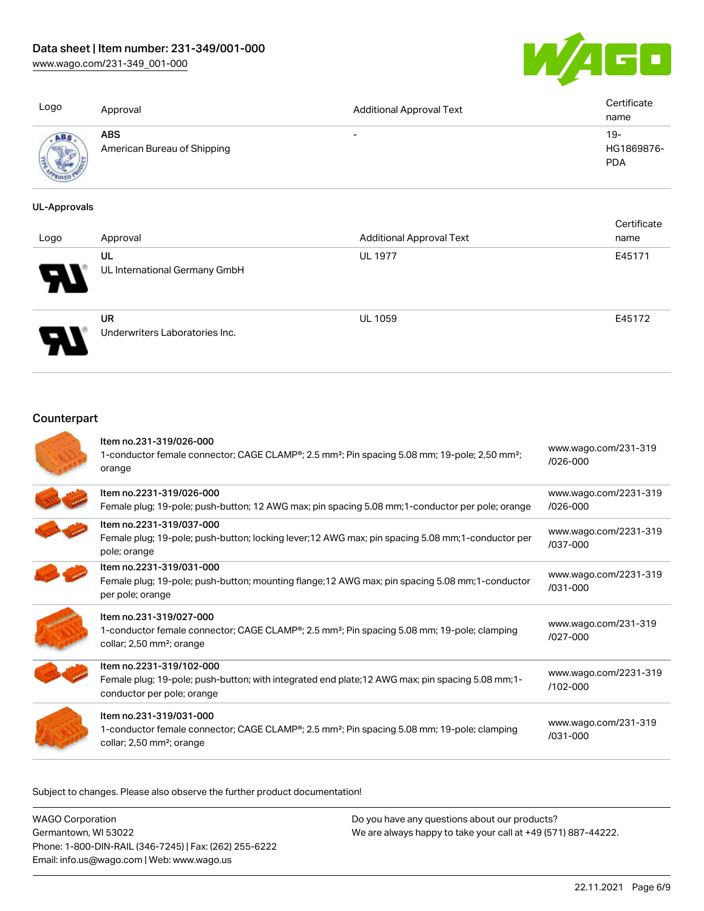| Logo | Approval | Additional Approval Text | Certificate name |
| --- | --- | --- | --- |
| | **ABS**<br>American Bureau of Shipping | - | 19-HG1869876-PDA |

**UL-Approvals**

| Logo | Approval | Additional Approval Text | Certificate name |
| --- | --- | --- | --- |
| | **UL**<br>UL International Germany GmbH | UL 1977 | E45171 |
| | **UR**<br>Underwriters Laboratories Inc. | UL 1059 | E45172 |

## Counterpart

| | | |
| --- | --- | --- |
| | Item no.231-319/026-000<br>1-conductor female connector; CAGE CLAMP®; 2.5 mm²; Pin spacing 5.08 mm; 19-pole; 2,50 mm²; orange | www.wago.com/231-319/026-000 |
| | Item no.2231-319/026-000<br>Female plug; 19-pole; push-button; 12 AWG max; pin spacing 5.08 mm;1-conductor per pole; orange | www.wago.com/2231-319/026-000 |
| | Item no.2231-319/037-000<br>Female plug; 19-pole; push-button; locking lever;12 AWG max; pin spacing 5.08 mm;1-conductor per pole; orange | www.wago.com/2231-319/037-000 |
| | Item no.2231-319/031-000<br>Female plug; 19-pole; push-button; mounting flange;12 AWG max; pin spacing 5.08 mm;1-conductor per pole; orange | www.wago.com/2231-319/031-000 |
| | Item no.231-319/027-000<br>1-conductor female connector; CAGE CLAMP®; 2.5 mm²; Pin spacing 5.08 mm; 19-pole; clamping collar; 2,50 mm²; orange | www.wago.com/231-319/027-000 |
| | Item no.2231-319/102-000<br>Female plug; 19-pole; push-button; with integrated end plate;12 AWG max; pin spacing 5.08 mm;1-conductor per pole; orange | www.wago.com/2231-319/102-000 |
| | Item no.231-319/031-000<br>1-conductor female connector; CAGE CLAMP®; 2.5 mm²; Pin spacing 5.08 mm; 19-pole; clamping collar; 2,50 mm²; orange | www.wago.com/231-319/031-000 |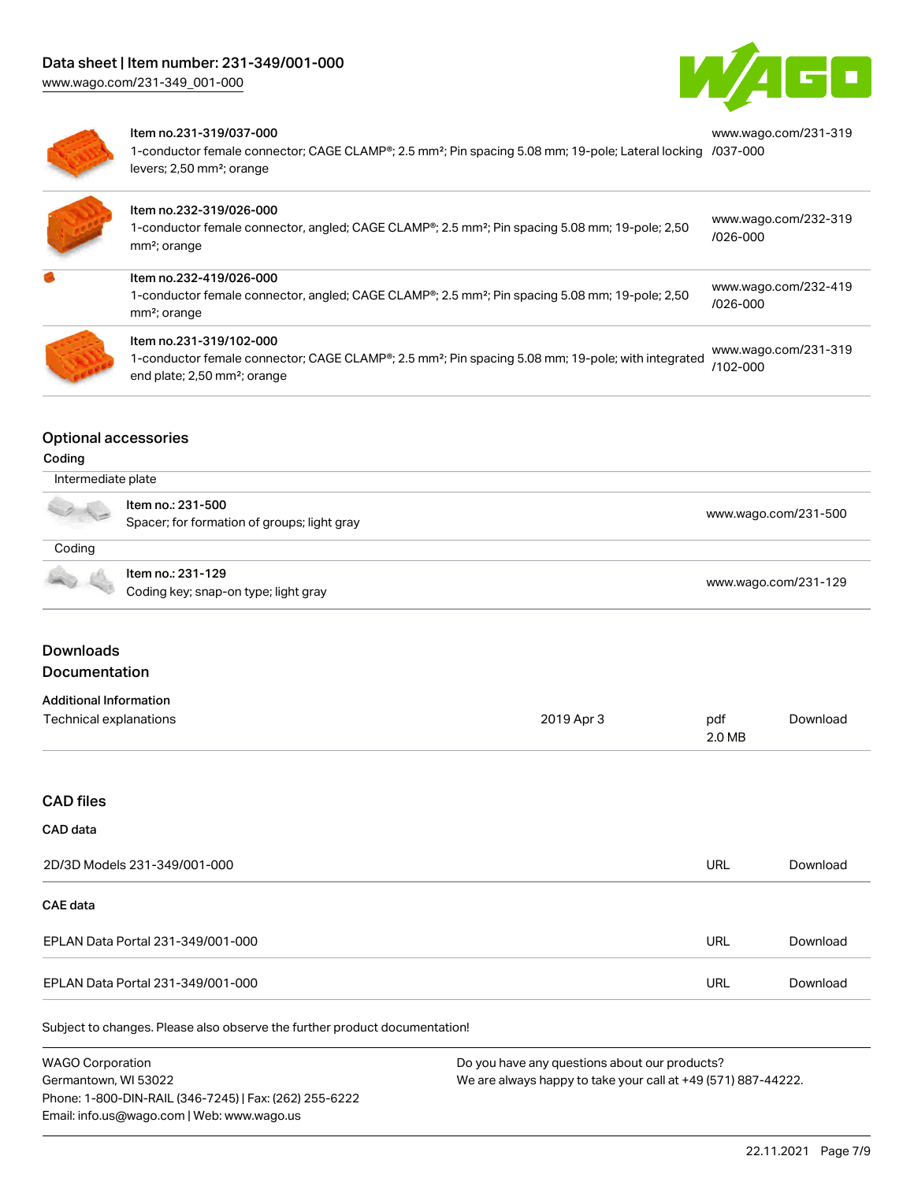| | | |
|---|---|---|
| | Item no.231-319/037-000<br>1-conductor female connector; CAGE CLAMP®; 2.5 mm²; Pin spacing 5.08 mm; 19-pole; Lateral locking levers; 2,50 mm²; orange | www.wago.com/231-319/037-000 |
| | Item no.232-319/026-000<br>1-conductor female connector, angled; CAGE CLAMP®; 2.5 mm²; Pin spacing 5.08 mm; 19-pole; 2,50 mm²; orange | www.wago.com/232-319/026-000 |
| | Item no.232-419/026-000<br>1-conductor female connector, angled; CAGE CLAMP®; 2.5 mm²; Pin spacing 5.08 mm; 19-pole; 2,50 mm²; orange | www.wago.com/232-419/026-000 |
| | Item no.231-319/102-000<br>1-conductor female connector; CAGE CLAMP®; 2.5 mm²; Pin spacing 5.08 mm; 19-pole; with integrated end plate; 2,50 mm²; orange | www.wago.com/231-319/102-000 |

## Optional accessories

### Coding

| Intermediate plate | |
|---|---|
| Item no.: 231-500<br>Spacer; for formation of groups; light gray | www.wago.com/231-500 |

| Coding | |
|---|---|
| Item no.: 231-129<br>Coding key; snap-on type; light gray | www.wago.com/231-129 |

## Downloads

## Documentation

### Additional Information

| | | | |
|---|---|---|---|
| Technical explanations | 2019 Apr 3 | pdf<br>2.0 MB | Download |

## CAD files

### CAD data

| | | |
|---|---|---|
| 2D/3D Models 231-349/001-000 | URL | Download |

### CAE data

| | | |
|---|---|---|
| EPLAN Data Portal 231-349/001-000 | URL | Download |
| EPLAN Data Portal 231-349/001-000 | URL | Download |

Subject to changes. Please also observe the further product documentation!

WAGO Corporation
Germantown, WI 53022
Phone: 1-800-DIN-RAIL (346-7245) | Fax: (262) 255-6222
Email: info.us@wago.com | Web: www.wago.us

Do you have any questions about our products?
We are always happy to take your call at +49 (571) 887-44222.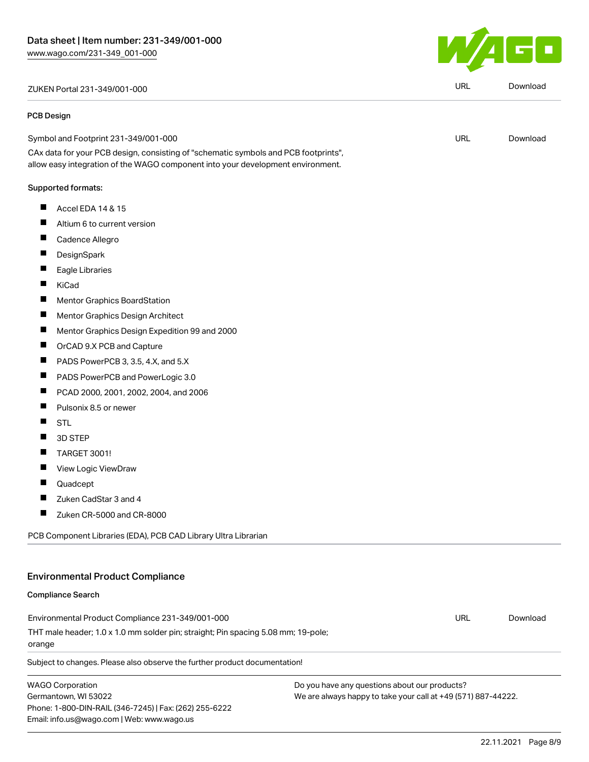| ZUKEN Portal 231-349/001-000 | URL | Download |
| --- | --- | --- |

**PCB Design**

| Symbol and Footprint 231-349/001-000 | URL | Download |
| --- | --- | --- |

CAx data for your PCB design, consisting of "schematic symbols and PCB footprints", allow easy integration of the WAGO component into your development environment.

Supported formats:

- Accel EDA 14 & 15
- Altium 6 to current version
- Cadence Allegro
- DesignSpark
- Eagle Libraries
- KiCad
- Mentor Graphics BoardStation
- Mentor Graphics Design Architect
- Mentor Graphics Design Expedition 99 and 2000
- OrCAD 9.X PCB and Capture
- PADS PowerPCB 3, 3.5, 4.X, and 5.X
- PADS PowerPCB and PowerLogic 3.0
- PCAD 2000, 2001, 2002, 2004, and 2006
- Pulsonix 8.5 or newer
- STL
- 3D STEP
- TARGET 3001!
- View Logic ViewDraw
- Quadcept
- Zuken CadStar 3 and 4
- Zuken CR-5000 and CR-8000

PCB Component Libraries (EDA), PCB CAD Library Ultra Librarian

## Environmental Product Compliance

**Compliance Search**

| Environmental Product Compliance 231-349/001-000 | URL | Download |
| --- | --- | --- |

THT male header; 1.0 x 1.0 mm solder pin; straight; Pin spacing 5.08 mm; 19-pole; orange

Subject to changes. Please also observe the further product documentation!

WAGO Corporation
Germantown, WI 53022
Phone: 1-800-DIN-RAIL (346-7245) | Fax: (262) 255-6222
Email: info.us@wago.com | Web: www.wago.us

Do you have any questions about our products?
We are always happy to take your call at +49 (571) 887-44222.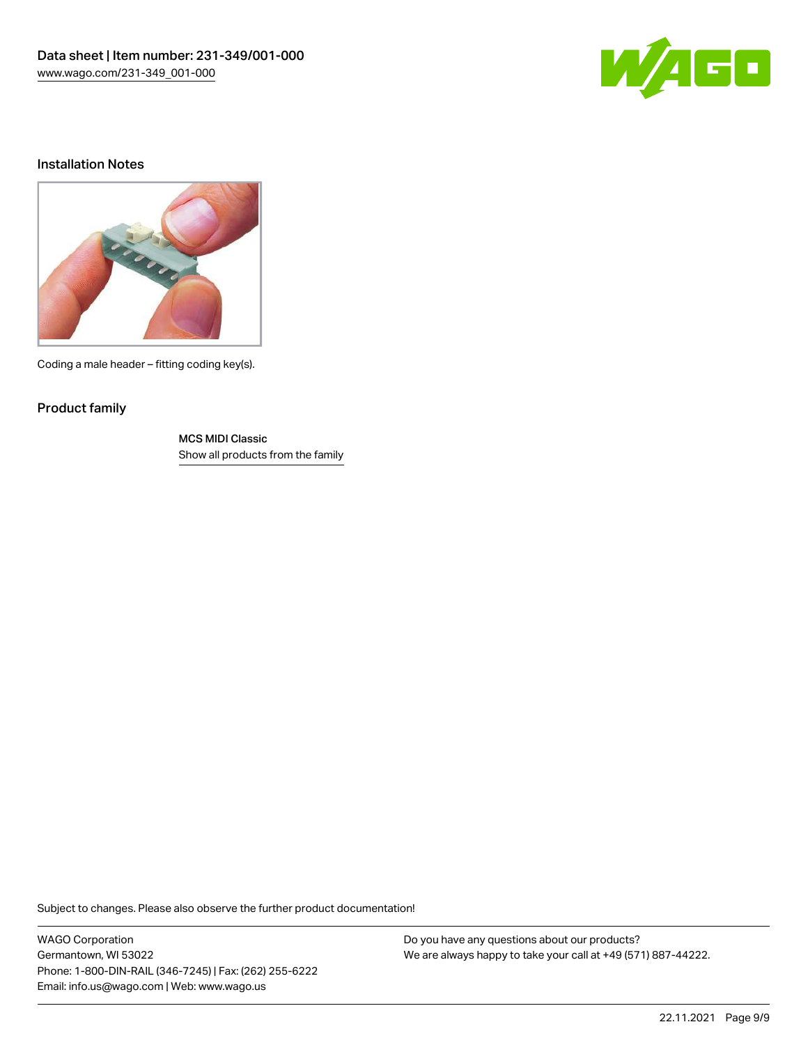## Installation Notes

Coding a male header – fitting coding key(s).

## Product family

MCS MIDI Classic
Show all products from the family

Subject to changes. Please also observe the further product documentation!

WAGO Corporation
Germantown, WI 53022
Phone: 1-800-DIN-RAIL (346-7245) | Fax: (262) 255-6222
Email: info.us@wago.com | Web: www.wago.us

Do you have any questions about our products?
We are always happy to take your call at +49 (571) 887-44222.